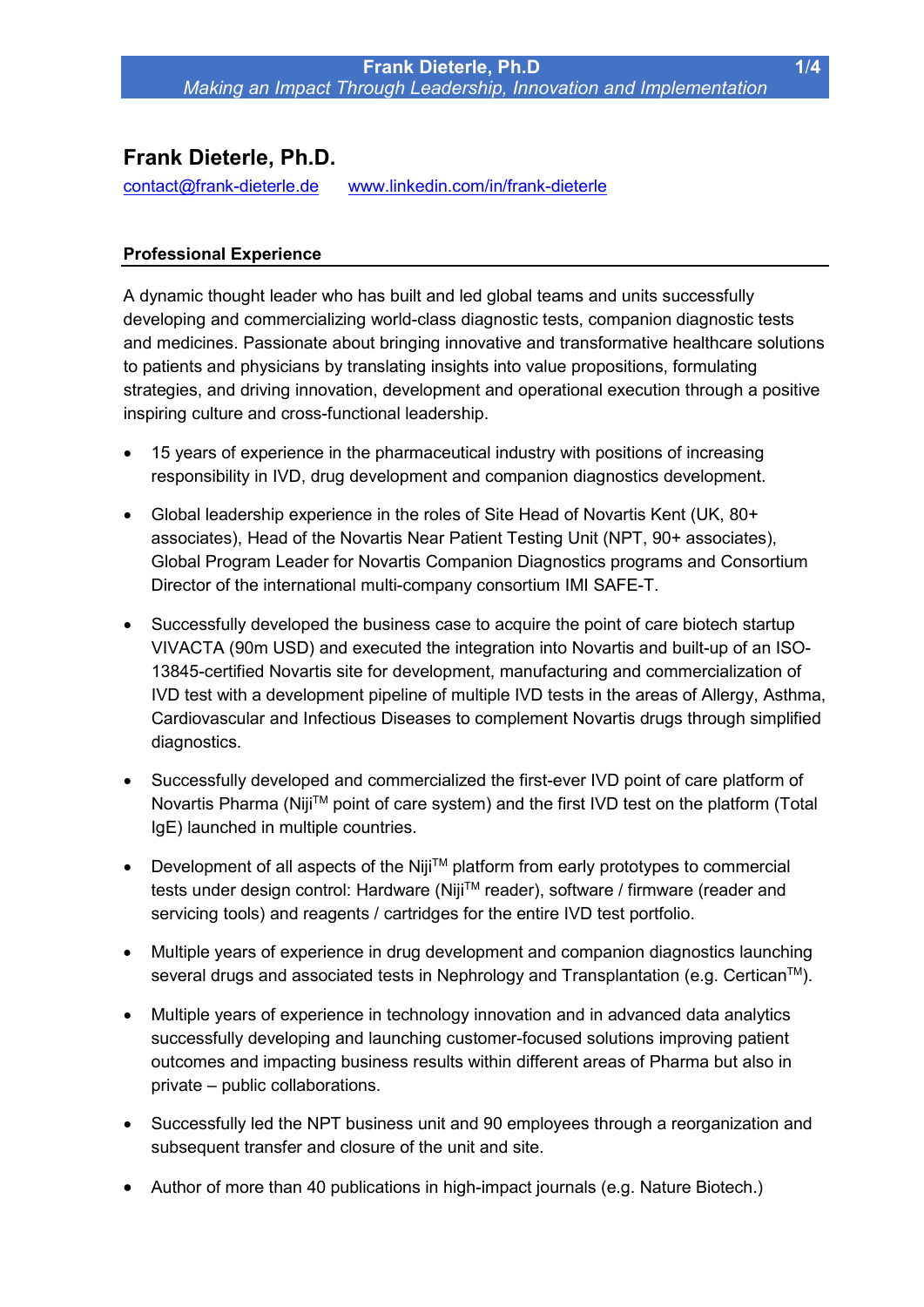# Frank Dieterle, Ph.D.

[contact@frank-dieterle.de](mailto:contact@frank-dieterle.de)     [www.linkedin.com/in/frank-dieterle](http://www.linkedin.com/in/frank-dieterle)

## Professional Experience

A dynamic thought leader who has built and led global teams and units successfully developing and commercializing world-class diagnostic tests, companion diagnostic tests and medicines. Passionate about bringing innovative and transformative healthcare solutions to patients and physicians by translating insights into value propositions, formulating strategies, and driving innovation, development and operational execution through a positive inspiring culture and cross-functional leadership.

- 15 years of experience in the pharmaceutical industry with positions of increasing responsibility in IVD, drug development and companion diagnostics development.
- Global leadership experience in the roles of Site Head of Novartis Kent (UK, 80+ associates), Head of the Novartis Near Patient Testing Unit (NPT, 90+ associates), Global Program Leader for Novartis Companion Diagnostics programs and Consortium Director of the international multi-company consortium IMI SAFE-T.
- Successfully developed the business case to acquire the point of care biotech startup VIVACTA (90m USD) and executed the integration into Novartis and built-up of an ISO-13845-certified Novartis site for development, manufacturing and commercialization of IVD test with a development pipeline of multiple IVD tests in the areas of Allergy, Asthma, Cardiovascular and Infectious Diseases to complement Novartis drugs through simplified diagnostics.
- Successfully developed and commercialized the first-ever IVD point of care platform of Novartis Pharma (Niji™ point of care system) and the first IVD test on the platform (Total IgE) launched in multiple countries.
- Development of all aspects of the Niji™ platform from early prototypes to commercial tests under design control: Hardware (Niji™ reader), software / firmware (reader and servicing tools) and reagents / cartridges for the entire IVD test portfolio.
- Multiple years of experience in drug development and companion diagnostics launching several drugs and associated tests in Nephrology and Transplantation (e.g. Certican™).
- Multiple years of experience in technology innovation and in advanced data analytics successfully developing and launching customer-focused solutions improving patient outcomes and impacting business results within different areas of Pharma but also in private – public collaborations.
- Successfully led the NPT business unit and 90 employees through a reorganization and subsequent transfer and closure of the unit and site.
- Author of more than 40 publications in high-impact journals (e.g. Nature Biotech.)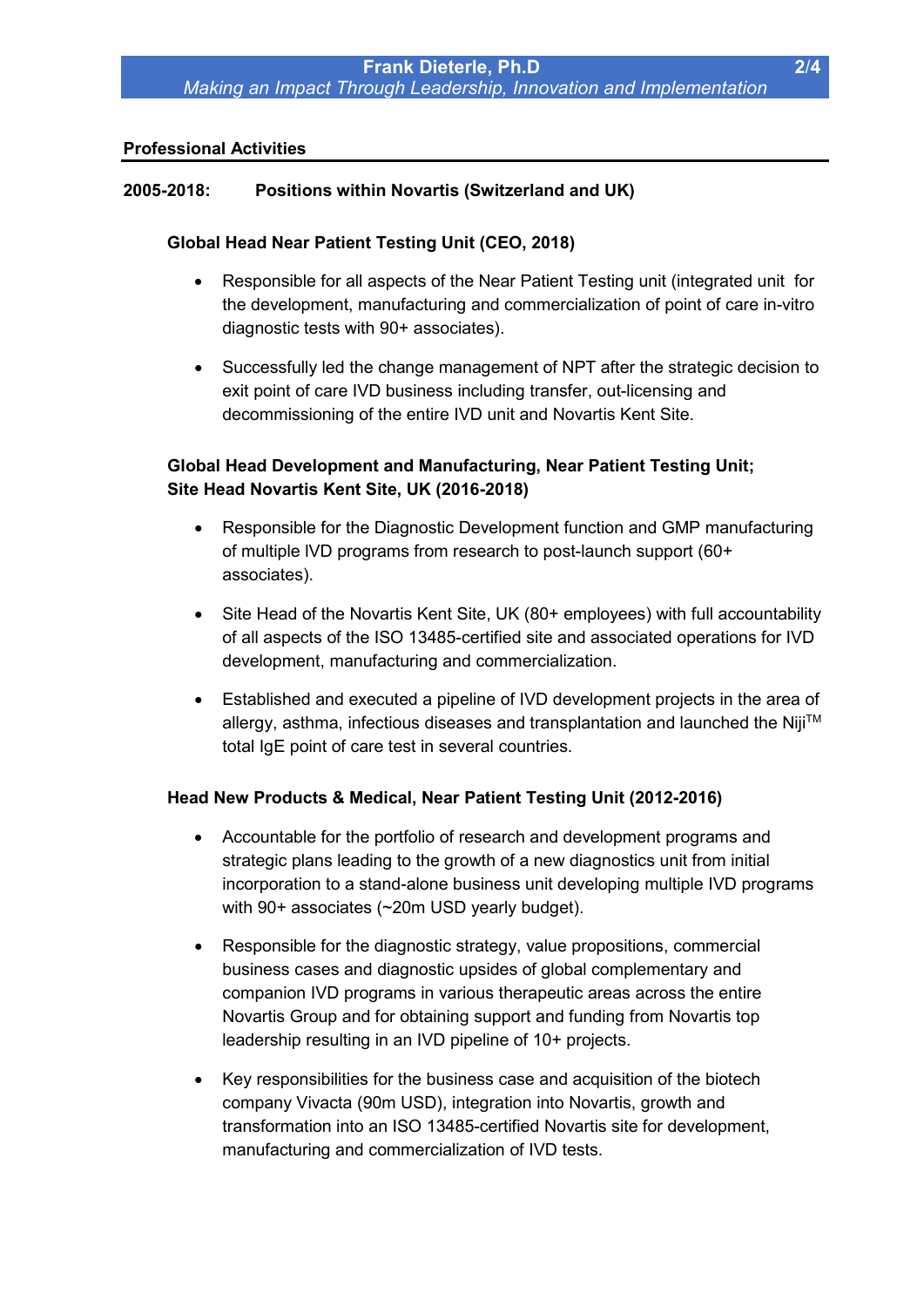## Professional Activities

**2005-2018: Positions within Novartis (Switzerland and UK)**

### Global Head Near Patient Testing Unit (CEO, 2018)

- Responsible for all aspects of the Near Patient Testing unit (integrated unit for the development, manufacturing and commercialization of point of care in-vitro diagnostic tests with 90+ associates).
- Successfully led the change management of NPT after the strategic decision to exit point of care IVD business including transfer, out-licensing and decommissioning of the entire IVD unit and Novartis Kent Site.

### Global Head Development and Manufacturing, Near Patient Testing Unit; Site Head Novartis Kent Site, UK (2016-2018)

- Responsible for the Diagnostic Development function and GMP manufacturing of multiple IVD programs from research to post-launch support (60+ associates).
- Site Head of the Novartis Kent Site, UK (80+ employees) with full accountability of all aspects of the ISO 13485-certified site and associated operations for IVD development, manufacturing and commercialization.
- Established and executed a pipeline of IVD development projects in the area of allergy, asthma, infectious diseases and transplantation and launched the Niji™ total IgE point of care test in several countries.

### Head New Products & Medical, Near Patient Testing Unit (2012-2016)

- Accountable for the portfolio of research and development programs and strategic plans leading to the growth of a new diagnostics unit from initial incorporation to a stand-alone business unit developing multiple IVD programs with 90+ associates (~20m USD yearly budget).
- Responsible for the diagnostic strategy, value propositions, commercial business cases and diagnostic upsides of global complementary and companion IVD programs in various therapeutic areas across the entire Novartis Group and for obtaining support and funding from Novartis top leadership resulting in an IVD pipeline of 10+ projects.
- Key responsibilities for the business case and acquisition of the biotech company Vivacta (90m USD), integration into Novartis, growth and transformation into an ISO 13485-certified Novartis site for development, manufacturing and commercialization of IVD tests.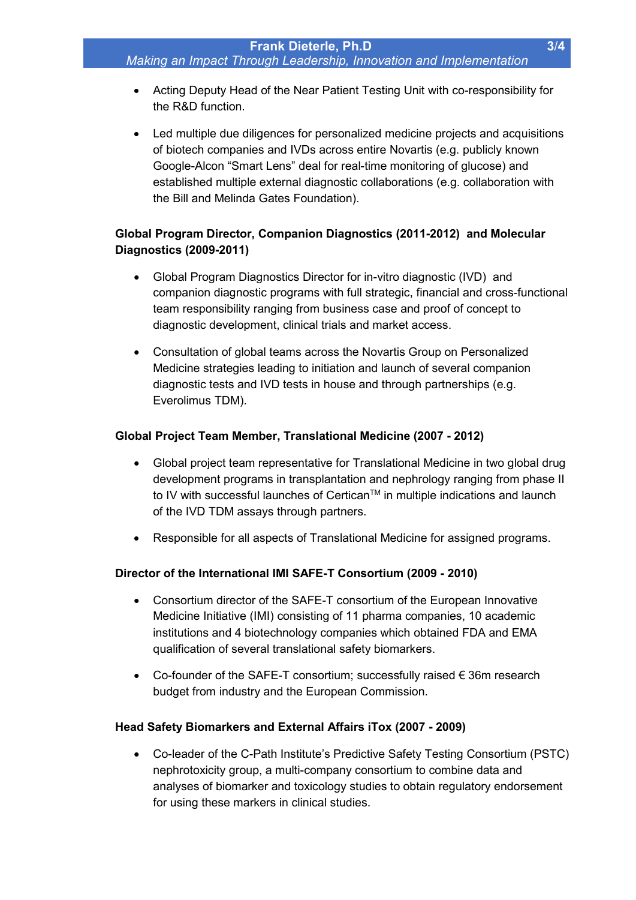- Acting Deputy Head of the Near Patient Testing Unit with co-responsibility for the R&D function.
- Led multiple due diligences for personalized medicine projects and acquisitions of biotech companies and IVDs across entire Novartis (e.g. publicly known Google-Alcon "Smart Lens" deal for real-time monitoring of glucose) and established multiple external diagnostic collaborations (e.g. collaboration with the Bill and Melinda Gates Foundation).

**Global Program Director, Companion Diagnostics (2011-2012) and Molecular Diagnostics (2009-2011)**

- Global Program Diagnostics Director for in-vitro diagnostic (IVD) and companion diagnostic programs with full strategic, financial and cross-functional team responsibility ranging from business case and proof of concept to diagnostic development, clinical trials and market access.
- Consultation of global teams across the Novartis Group on Personalized Medicine strategies leading to initiation and launch of several companion diagnostic tests and IVD tests in house and through partnerships (e.g. Everolimus TDM).

**Global Project Team Member, Translational Medicine (2007 - 2012)**

- Global project team representative for Translational Medicine in two global drug development programs in transplantation and nephrology ranging from phase II to IV with successful launches of Certican™ in multiple indications and launch of the IVD TDM assays through partners.
- Responsible for all aspects of Translational Medicine for assigned programs.

**Director of the International IMI SAFE-T Consortium (2009 - 2010)**

- Consortium director of the SAFE-T consortium of the European Innovative Medicine Initiative (IMI) consisting of 11 pharma companies, 10 academic institutions and 4 biotechnology companies which obtained FDA and EMA qualification of several translational safety biomarkers.
- Co-founder of the SAFE-T consortium; successfully raised € 36m research budget from industry and the European Commission.

**Head Safety Biomarkers and External Affairs iTox (2007 - 2009)**

- Co-leader of the C-Path Institute's Predictive Safety Testing Consortium (PSTC) nephrotoxicity group, a multi-company consortium to combine data and analyses of biomarker and toxicology studies to obtain regulatory endorsement for using these markers in clinical studies.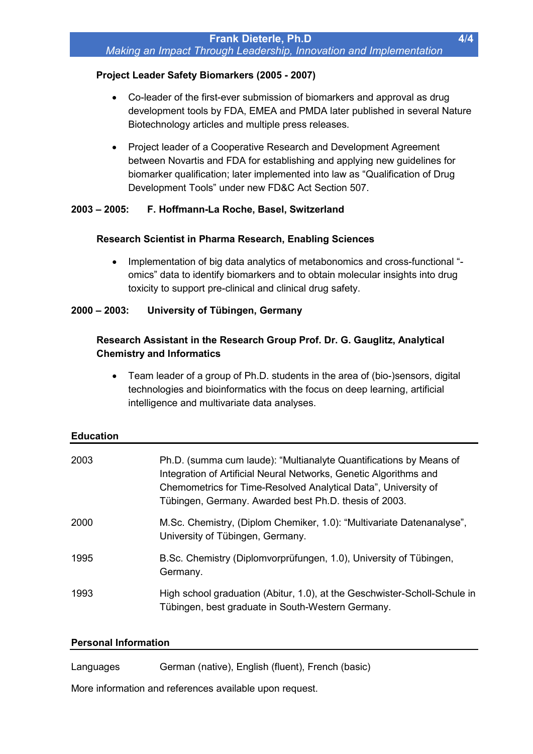**Project Leader Safety Biomarkers (2005 - 2007)**

- Co-leader of the first-ever submission of biomarkers and approval as drug development tools by FDA, EMEA and PMDA later published in several Nature Biotechnology articles and multiple press releases.
- Project leader of a Cooperative Research and Development Agreement between Novartis and FDA for establishing and applying new guidelines for biomarker qualification; later implemented into law as "Qualification of Drug Development Tools" under new FD&C Act Section 507.

**2003 – 2005: F. Hoffmann-La Roche, Basel, Switzerland**

**Research Scientist in Pharma Research, Enabling Sciences**

- Implementation of big data analytics of metabonomics and cross-functional "-omics" data to identify biomarkers and to obtain molecular insights into drug toxicity to support pre-clinical and clinical drug safety.

**2000 – 2003: University of Tübingen, Germany**

**Research Assistant in the Research Group Prof. Dr. G. Gauglitz, Analytical Chemistry and Informatics**

- Team leader of a group of Ph.D. students in the area of (bio-)sensors, digital technologies and bioinformatics with the focus on deep learning, artificial intelligence and multivariate data analyses.

## Education

| | |
|---|---|
| 2003 | Ph.D. (summa cum laude): "Multianalyte Quantifications by Means of Integration of Artificial Neural Networks, Genetic Algorithms and Chemometrics for Time-Resolved Analytical Data", University of Tübingen, Germany. Awarded best Ph.D. thesis of 2003. |
| 2000 | M.Sc. Chemistry, (Diplom Chemiker, 1.0): "Multivariate Datenanalyse", University of Tübingen, Germany. |
| 1995 | B.Sc. Chemistry (Diplomvorprüfungen, 1.0), University of Tübingen, Germany. |
| 1993 | High school graduation (Abitur, 1.0), at the Geschwister-Scholl-Schule in Tübingen, best graduate in South-Western Germany. |

## Personal Information

| | |
|---|---|
| Languages | German (native), English (fluent), French (basic) |

More information and references available upon request.